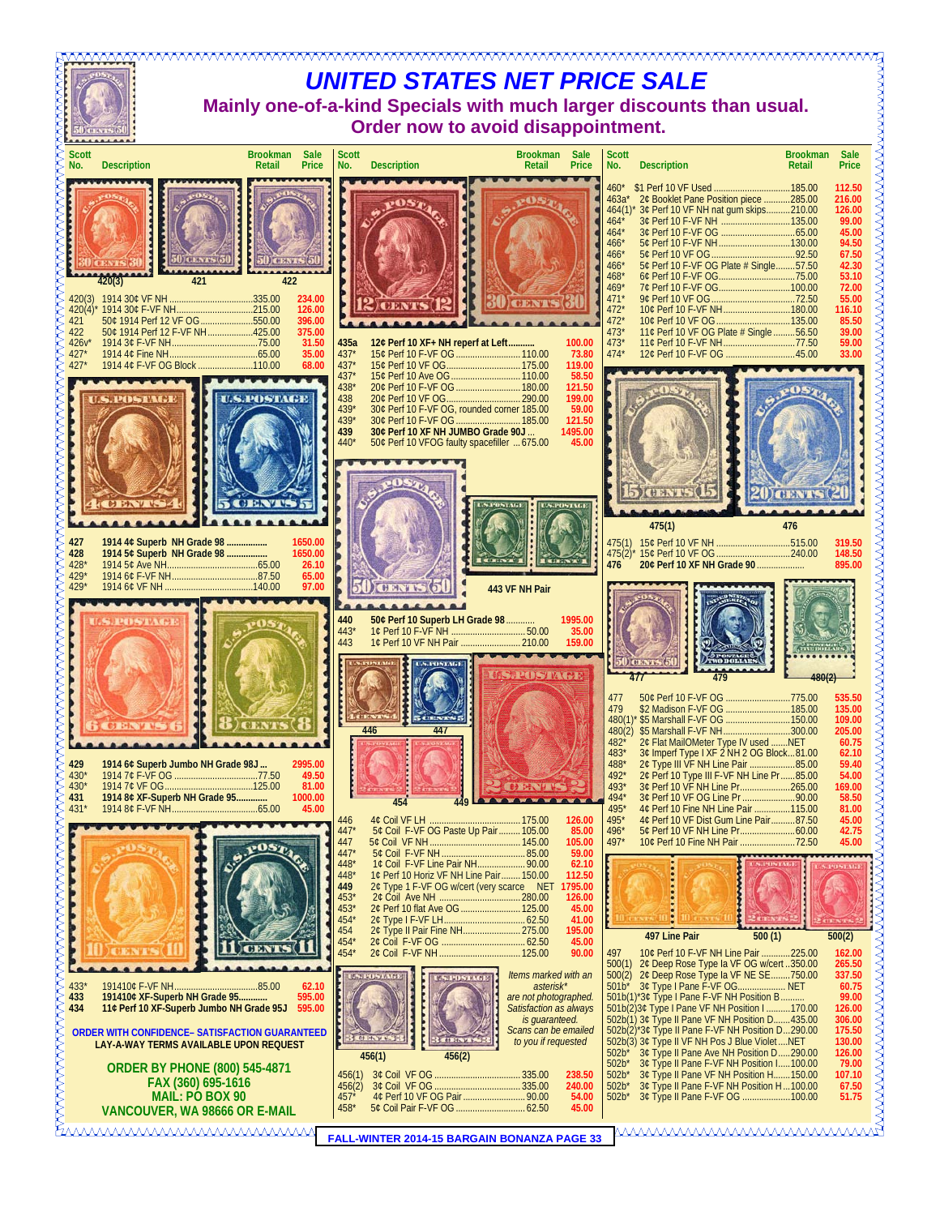# UNITED STATES NET PRICE SALE

## Mainly one-of-a-kind Specials with much larger discounts than usual.

## Order now to avoid disappointment.

| Scott No. | Description | Brookman Retail | Sale Price |
|---|---|---|---|
| 420(3) | 1914 30¢ VF NH | 335.00 | 234.00 |
| 420(4)* | 1914 30¢ F-VF NH | 215.00 | 126.00 |
| 421 | 50¢ 1914 Perf 12 VF OG | 550.00 | 396.00 |
| 422 | 50¢ 1914 Perf 12 F-VF NH | 425.00 | 375.00 |
| 426v* | 1914 3¢ F-VF NH | 75.00 | 31.50 |
| 427* | 1914 4¢ Fine NH | 65.00 | 35.00 |
| 427* | 1914 4¢ F-VF OG Block | 110.00 | 68.00 |
| **427** | **1914 4¢ Superb NH Grade 98** | | **1650.00** |
| **428** | **1914 5¢ Superb NH Grade 98** | | **1650.00** |
| 428* | 1914 5¢ Ave NH | 65.00 | 26.10 |
| 429* | 1914 6¢ F-VF NH | 87.50 | 65.00 |
| 429* | 1914 6¢ VF NH | 140.00 | 97.00 |
| **429** | **1914 6¢ Superb Jumbo NH Grade 98J** | | **2995.00** |
| 430* | 1914 7¢ F-VF OG | 77.50 | 49.50 |
| 430* | 1914 7¢ VF OG | 125.00 | 81.00 |
| **431** | **1914 8¢ XF-Superb NH Grade 95** | | **1000.00** |
| 431* | 1914 8¢ F-VF NH | 65.00 | 45.00 |
| 433* | 1914 10¢ F-VF NH | 85.00 | 62.10 |
| **433** | **1914 10¢ XF-Superb NH Grade 95** | | **595.00** |
| **434** | **11¢ Perf 10 XF-Superb Jumbo NH Grade 95J** | | **595.00** |

**ORDER WITH CONFIDENCE– SATISFACTION GUARANTEED**

**LAY-A-WAY TERMS AVAILABLE UPON REQUEST**

**ORDER BY PHONE (800) 545-4871**
**FAX (360) 695-1616**
**MAIL: PO BOX 90**
**VANCOUVER, WA 98666 OR E-MAIL**

| Scott No. | Description | Brookman Retail | Sale Price |
|---|---|---|---|
| **435a** | **12¢ Perf 10 XF+ NH reperf at Left** | | **100.00** |
| 437* | 15¢ Perf 10 F-VF OG | 110.00 | 73.80 |
| 437* | 15¢ Perf 10 VF OG | 175.00 | 119.00 |
| 437* | 15¢ Perf 10 Ave OG | 110.00 | 58.50 |
| 438* | 20¢ Perf 10 F-VF OG | 180.00 | 121.50 |
| 438 | 20¢ Perf 10 VF OG | 290.00 | 199.00 |
| 439* | 30¢ Perf 10 F-VF OG, rounded corner | 185.00 | 59.00 |
| 439* | 30¢ Perf 10 F-VF OG | 185.00 | 121.50 |
| **439** | **30¢ Perf 10 XF NH JUMBO Grade 90J** | | **1495.00** |
| 440* | 50¢ Perf 10 VFOG faulty spacefiller | 675.00 | 45.00 |
| **440** | **50¢ Perf 10 Superb LH Grade 98** | | **1995.00** |
| 443* | 1¢ Perf 10 F-VF NH | 50.00 | 35.00 |
| 443 | 1¢ Perf 10 VF NH Pair | 210.00 | 159.00 |
| 446 | 4¢ Coil VF LH | 175.00 | 126.00 |
| 447* | 5¢ Coil F-VF OG Paste Up Pair | 105.00 | 85.00 |
| 447 | 5¢ Coil VF NH | 145.00 | 105.00 |
| 447* | 5¢ Coil F-VF NH | 85.00 | 59.00 |
| 448* | 1¢ Coil F-VF Line Pair NH | 90.00 | 62.10 |
| 448* | 1¢ Perf 10 Horiz VF NH Line Pair | 150.00 | 112.50 |
| 449 | 2¢ Type 1 F-VF OG w/cert (very scarce | NET | 1795.00 |
| 453* | 2¢ Coil Ave NH | 280.00 | 126.00 |
| 453* | 2¢ Perf 10 flat Ave OG | 125.00 | 45.00 |
| 454* | 2¢ Type I F-VF LH | 62.50 | 41.00 |
| 454 | 2¢ Type II Pair Fine NH | 275.00 | 195.00 |
| 454* | 2¢ Coil F-VF OG | 62.50 | 45.00 |
| 454* | 2¢ Coil F-VF NH | 125.00 | 90.00 |
| 456(1) | 3¢ Coil VF OG | 335.00 | 238.50 |
| 456(2) | 3¢ Coil VF OG | 335.00 | 240.00 |
| 457* | 4¢ Perf 10 VF OG Pair | 90.00 | 54.00 |
| 458* | 5¢ Coil Pair F-VF OG | 62.50 | 45.00 |

443 VF NH Pair

*Items marked with an asterisk\* are not photographed. Satisfaction as always is guaranteed. Scans can be emailed to you if requested*

| Scott No. | Description | Brookman Retail | Sale Price |
|---|---|---|---|
| 460* | $1 Perf 10 VF Used | 185.00 | 112.50 |
| 463a* | 2¢ Booklet Pane Position piece | 285.00 | 216.00 |
| 464(1)* | 3¢ Perf 10 VF NH nat gum skips | 210.00 | 126.00 |
| 464* | 3¢ Perf 10 F-VF NH | 135.00 | 99.00 |
| 464* | 3¢ Perf 10 F-VF OG | 65.00 | 45.00 |
| 466* | 5¢ Perf 10 F-VF NH | 130.00 | 94.50 |
| 466* | 5¢ Perf 10 VF OG | 92.50 | 67.50 |
| 466* | 5¢ Perf 10 F-VF OG Plate # Single | 57.50 | 42.30 |
| 468* | 6¢ Perf 10 F-VF OG | 75.00 | 53.10 |
| 469* | 7¢ Perf 10 F-VF OG | 100.00 | 72.00 |
| 471* | 9¢ Perf 10 VF OG | 72.50 | 55.00 |
| 472* | 10¢ Perf 10 F-VF NH | 180.00 | 116.10 |
| 472* | 10¢ Perf 10 VF OG | 135.00 | 85.50 |
| 473* | 11¢ Perf 10 VF OG Plate # Single | 56.50 | 39.00 |
| 473* | 11¢ Perf 10 F-VF NH | 77.50 | 59.00 |
| 474* | 12¢ Perf 10 F-VF OG | 45.00 | 33.00 |
| 475(1) | 15¢ Perf 10 VF NH | 515.00 | 319.50 |
| 475(2)* | 15¢ Perf 10 VF OG | 240.00 | 148.50 |
| **476** | **20¢ Perf 10 XF NH Grade 90** | | **895.00** |
| 477 | 50¢ Perf 10 F-VF OG | 775.00 | 535.50 |
| 479 | $2 Madison F-VF OG | 185.00 | 135.00 |
| 480(1)* | $5 Marshall F-VF OG | 150.00 | 109.00 |
| 480(2) | $5 Marshall F-VF NH | 300.00 | 205.00 |
| 482* | 2¢ Flat MailOMeter Type IV used | NET | 60.75 |
| 483* | 3¢ Imperf Type I XF 2 NH 2 OG Block | 81.00 | 62.10 |
| 488* | 2¢ Type III VF NH Line Pair | 85.00 | 59.40 |
| 492* | 2¢ Perf 10 Type III F-VF NH Line Pr | 85.00 | 54.00 |
| 493* | 3¢ Perf 10 VF NH Line Pr | 265.00 | 169.00 |
| 494* | 3¢ Perf 10 VF OG Line Pr | 90.00 | 58.50 |
| 495* | 4¢ Perf 10 Fine NH Line Pair | 115.00 | 81.00 |
| 495* | 4¢ Perf 10 VF Dist Gum Line Pair | 87.50 | 45.00 |
| 496* | 5¢ Perf 10 VF NH Line Pr | 60.00 | 42.75 |
| 497* | 10¢ Perf 10 Fine NH Pair | 72.50 | 45.00 |
| 497 | 10¢ Perf 10 F-VF NH Line Pair | 225.00 | 162.00 |
| 500(1) | 2¢ Deep Rose Type Ia VF OG w/cert | 350.00 | 265.50 |
| 500(2) | 2¢ Deep Rose Type Ia VF NE SE | 750.00 | 337.50 |
| 501b* | 3¢ Type I Pane F-VF OG | NET | 60.75 |
| 501b(1)* | 3¢ Type I Pane F-VF NH Position B | | 99.00 |
| 501b(2) | 3¢ Type I Pane F-VF NH Position I | 170.00 | 126.00 |
| 502b(1) | 3¢ Type II Pane VF NH Position D | 435.00 | 306.00 |
| 502b(2)* | 3¢ Type II Pane F-VF NH Position D | 290.00 | 175.50 |
| 502b(3) | 3¢ Type II VF NH Pos J Blue Violet | NET | 130.00 |
| 502b* | 3¢ Type II Pane Ave NH Position D | 290.00 | 126.00 |
| 502b* | 3¢ Type II Pane F-VF NH Position I | 100.00 | 79.00 |
| 502b* | 3¢ Type II Pane VF NH Position H | 150.00 | 107.10 |
| 502b* | 3¢ Type II Pane F-VF NH Position H | 100.00 | 67.50 |
| 502b* | 3¢ Type II Pane F-VF OG | 100.00 | 51.75 |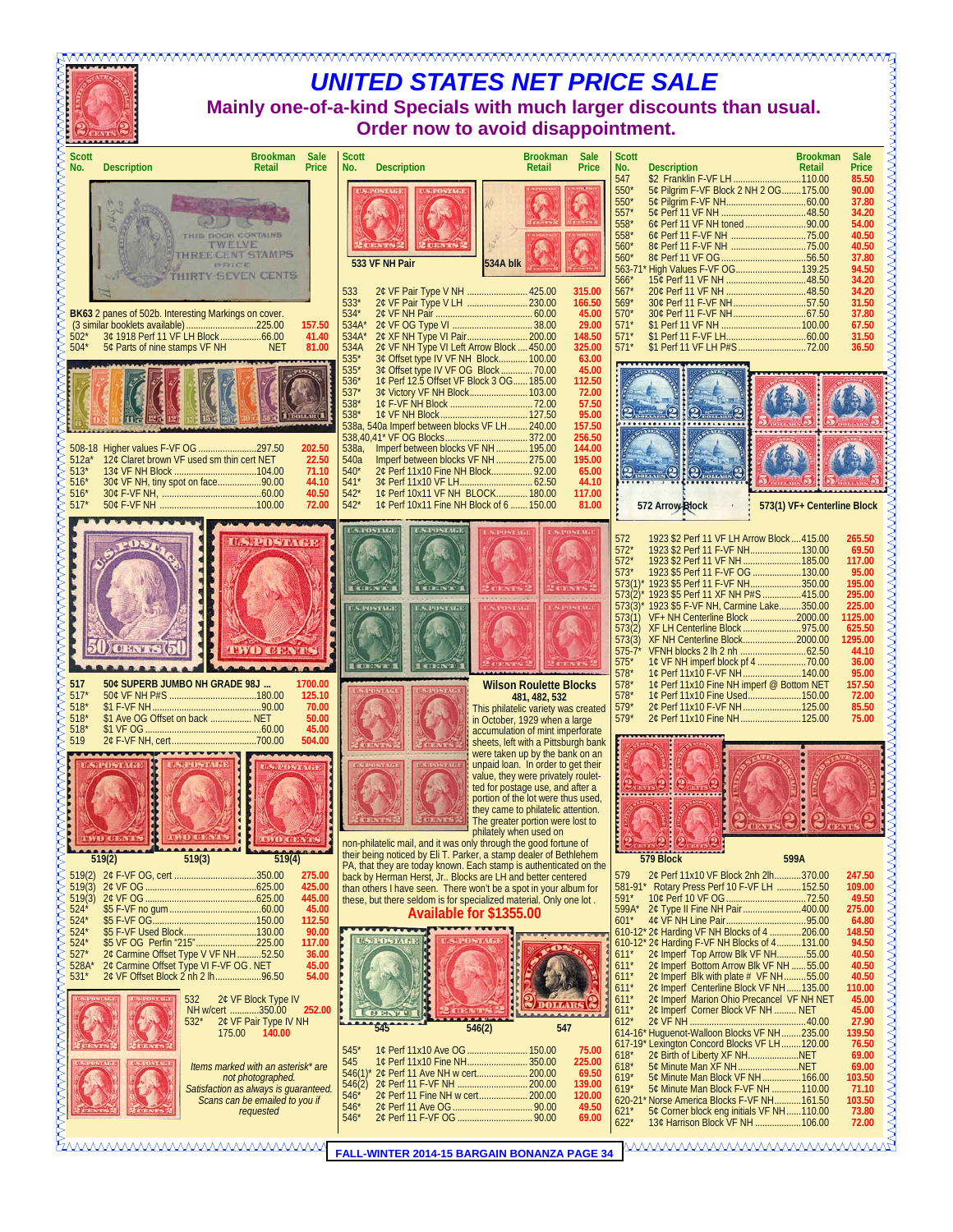# UNITED STATES NET PRICE SALE

## Mainly one-of-a-kind Specials with much larger discounts than usual.

## Order now to avoid disappointment.

| Scott No. | Description | Brookman Retail | Sale Price |
|---|---|---|---|
| BK63 | 2 panes of 502b. Interesting Markings on cover. (3 similar booklets available) | 225.00 | 157.50 |
| 502* | 3¢ 1918 Perf 11 VF LH Block | 66.00 | 41.40 |
| 504* | 5¢ Parts of nine stamps VF NH | NET | 81.00 |
| 508-18 | Higher values F-VF OG | 297.50 | 202.50 |
| 512a* | 12¢ Claret brown VF used sm thin cert NET | | 22.50 |
| 513* | 13¢ VF NH Block | 104.00 | 71.10 |
| 516* | 30¢ VF NH, tiny spot on face | 90.00 | 44.10 |
| 516* | 30¢ F-VF NH, | 60.00 | 40.50 |
| 517* | 50¢ F-VF NH | 100.00 | 72.00 |
| 517 | 50¢ SUPERB JUMBO NH GRADE 98J ... | | 1700.00 |
| 517* | 50¢ VF NH P#S | 180.00 | 125.10 |
| 518* | $1 F-VF NH | 90.00 | 70.00 |
| 518* | $1 Ave OG Offset on back | NET | 50.00 |
| 518* | $1 VF OG | 60.00 | 45.00 |
| 519 | 2¢ F-VF NH, cert | 700.00 | 504.00 |
| 519(2) | 2¢ F-VF OG, cert | 350.00 | 275.00 |
| 519(3) | 2¢ VF OG | 625.00 | 425.00 |
| 519(3) | 2¢ VF OG | 625.00 | 445.00 |
| 524* | $5 F-VF no gum | 60.00 | 45.00 |
| 524* | $5 F-VF OG | 150.00 | 112.50 |
| 524* | $5 F-VF Used Block | 130.00 | 90.00 |
| 524* | $5 VF OG Perfin "215" | 225.00 | 117.00 |
| 527* | 2¢ Carmine Offset Type V VF NH | 52.50 | 36.00 |
| 528A* | 2¢ Carmine Offset Type VI F-VF OG. NET | | 45.00 |
| 531* | 2¢ VF Offset Block 2 nh 2 lh | 96.50 | 54.00 |
| 532 | 2¢ VF Block Type IV NH w/cert | 350.00 | 252.00 |
| 532* | 2¢ VF Pair Type IV NH | 175.00 | 140.00 |

519(2) 519(3) 519(4)

*Items marked with an asterisk* are not photographed. Satisfaction as always is guaranteed. Scans can be emailed to you if requested*

533 VF NH Pair — 534A blk

| Scott No. | Description | Brookman Retail | Sale Price |
|---|---|---|---|
| 533 | 2¢ VF Pair Type V NH | 425.00 | 315.00 |
| 533* | 2¢ VF Pair Type V LH | 230.00 | 166.50 |
| 534* | 2¢ VF NH Pair | 60.00 | 45.00 |
| 534A* | 2¢ VF OG Type VI | 38.00 | 29.00 |
| 534A* | 2¢ XF NH Type VI Pair | 200.00 | 148.50 |
| 534A | 2¢ VF NH Type VI Left Arrow Block | 450.00 | 325.00 |
| 535* | 3¢ Offset type IV VF NH Block | 100.00 | 63.00 |
| 535* | 3¢ Offset type IV VF OG Block | 70.00 | 45.00 |
| 536* | 1¢ Perf 12.5 Offset VF Block 3 OG | 185.00 | 112.50 |
| 537* | 3¢ Victory VF NH Block | 103.00 | 72.00 |
| 538* | 1¢ F-VF NH Block | 72.00 | 57.50 |
| 538* | 1¢ VF NH Block | 127.50 | 95.00 |
| 538a, 540a | Imperf between blocks VF LH | 240.00 | 157.50 |
| 538,40,41* | VF OG Blocks | 372.00 | 256.50 |
| 538a, | Imperf between blocks VF NH | 195.00 | 144.00 |
| 540a | Imperf between blocks VF NH | 275.00 | 195.00 |
| 540* | 2¢ Perf 11x10 Fine NH Block | 92.00 | 65.00 |
| 541* | 3¢ Perf 11x10 VF LH | 62.50 | 44.10 |
| 542* | 1¢ Perf 10x11 VF NH BLOCK | 180.00 | 117.00 |
| 542* | 1¢ Perf 10x11 Fine NH Block of 6 | 150.00 | 81.00 |

### Wilson Roulette Blocks
**481, 482, 532**

This philatelic variety was created in October, 1929 when a large accumulation of mint imperforate sheets, left with a Pittsburgh bank were taken up by the bank on an unpaid loan. In order to get their value, they were privately rouletted for postage use, and after a portion of the lot were thus used, they came to philatelic attention. The greater portion were lost to philately when used on non-philatelic mail, and it was only through the good fortune of their being noticed by Eli T. Parker, a stamp dealer of Bethlehem PA, that they are today known. Each stamp is authenticated on the back by Herman Herst, Jr.. Blocks are LH and better centered than others I have seen. There won't be a spot in your album for these, but there seldom is for specialized material. Only one lot.

**Available for $1355.00**

545 546(2) 547

| Scott No. | Description | Brookman Retail | Sale Price |
|---|---|---|---|
| 545* | 1¢ Perf 11x10 Ave OG | 150.00 | 75.00 |
| 545 | 1¢ Perf 11x10 Fine NH | 350.00 | 225.00 |
| 546(1)* | 2¢ Perf 11 Ave NH w cert | 200.00 | 69.50 |
| 546(2) | 2¢ Perf 11 F-VF NH | 200.00 | 139.00 |
| 546* | 2¢ Perf 11 Fine NH w cert | 200.00 | 120.00 |
| 546* | 2¢ Perf 11 Ave OG | 90.00 | 49.50 |
| 546* | 2¢ Perf 11 F-VF OG | 90.00 | 69.00 |

| Scott No. | Description | Brookman Retail | Sale Price |
|---|---|---|---|
| 547 | $2 Franklin F-VF LH | 110.00 | 85.50 |
| 550* | 5¢ Pilgrim F-VF Block 2 NH 2 OG | 175.00 | 90.00 |
| 550* | 5¢ Pilgrim F-VF NH | 60.00 | 37.80 |
| 557* | 5¢ Perf 11 VF NH | 48.50 | 34.20 |
| 558* | 6¢ Perf 11 VF NH toned | 90.00 | 54.00 |
| 558* | 6¢ Perf 11 F-VF NH | 75.00 | 40.50 |
| 560* | 8¢ Perf 11 F-VF NH | 75.00 | 40.50 |
| 560* | 8¢ Perf 11 VF OG | 56.50 | 37.80 |
| 563-71* | High Values F-VF OG | 139.25 | 94.50 |
| 566* | 15¢ Perf 11 VF NH | 48.50 | 34.20 |
| 567* | 20¢ Perf 11 VF NH | 48.50 | 34.20 |
| 569* | 30¢ Perf 11 F-VF NH | 57.50 | 31.50 |
| 570* | 30¢ Perf 11 F-VF NH | 67.50 | 37.80 |
| 571* | $1 Perf 11 VF NH | 100.00 | 67.50 |
| 571* | $1 Perf 11 F-VF LH | 60.00 | 31.50 |
| 571* | $1 Perf 11 VF LH P#S | 72.00 | 36.50 |

572 Arrow Block — 573(1) VF+ Centerline Block

| Scott No. | Description | Brookman Retail | Sale Price |
|---|---|---|---|
| 572 | 1923 $2 Perf 11 VF LH Arrow Block | 415.00 | 265.50 |
| 572* | 1923 $2 Perf 11 F-VF NH | 130.00 | 69.50 |
| 572* | 1923 $2 Perf 11 VF NH | 185.00 | 117.00 |
| 573* | 1923 $5 Perf 11 F-VF OG | 130.00 | 95.00 |
| 573(1)* | 1923 $5 Perf 11 F-VF NH | 350.00 | 195.00 |
| 573(2)* | 1923 $5 Perf 11 XF NH P#S | 415.00 | 295.00 |
| 573(3)* | 1923 $5 F-VF NH, Carmine Lake | 350.00 | 225.00 |
| 573(1) | VF+ NH Centerline Block | 2000.00 | 1125.00 |
| 573(2) | XF LH Centerline Block | 975.00 | 625.50 |
| 573(3) | XF NH Centerline Block | 2000.00 | 1295.00 |
| 575-7* | VFNH blocks 2 lh 2 nh | 62.50 | 44.10 |
| 575* | 1¢ VF NH imperf block pf 4 | 70.00 | 36.00 |
| 578* | 1¢ Perf 11x10 F-VF NH | 140.00 | 95.00 |
| 578* | 1¢ Perf 11x10 Fine NH imperf @ Bottom NET | | 157.50 |
| 578* | 1¢ Perf 11x10 Fine Used | 150.00 | 72.00 |
| 579* | 2¢ Perf 11x10 F-VF NH | 125.00 | 85.50 |
| 579* | 2¢ Perf 11x10 Fine NH | 125.00 | 75.00 |

579 Block — 599A

| Scott No. | Description | Brookman Retail | Sale Price |
|---|---|---|---|
| 579 | 2¢ Perf 11x10 VF Block 2nh 2lh | 370.00 | 247.50 |
| 581-91* | Rotary Press Perf 10 F-VF LH | 152.50 | 109.00 |
| 591* | 10¢ Perf 10 VF OG | 72.50 | 49.50 |
| 599A* | 2¢ Type II Fine NH Pair | 400.00 | 275.00 |
| 601* | 4¢ VF NH Line Pair | 95.00 | 64.80 |
| 610-12* | 2¢ Harding VF NH Blocks of 4 | 206.00 | 148.50 |
| 610-12* | 2¢ Harding F-VF NH Blocks of 4 | 131.00 | 94.50 |
| 611* | 2¢ Imperf Top Arrow Blk VF NH | 55.00 | 40.50 |
| 611* | 2¢ Imperf Bottom Arrow Blk VF NH | 55.00 | 40.50 |
| 611* | 2¢ Imperf Blk with plate # VF NH | 55.00 | 40.50 |
| 611* | 2¢ Imperf Centerline Block VF NH | 135.00 | 110.00 |
| 611* | 2¢ Imperf Marion Ohio Precancel VF NH NET | | 45.00 |
| 611* | 2¢ Imperf Corner Block VF NH | NET | 45.00 |
| 612* | 2¢ VF NH | 40.00 | 27.90 |
| 614-16* | Huguenot-Walloon Blocks VF NH | 235.00 | 139.50 |
| 617-19* | Lexington Concord Blocks VF LH | 120.00 | 76.50 |
| 618* | 2¢ Birth of Liberty XF NH | NET | 69.00 |
| 618* | 5¢ Minute Man XF NH | NET | 69.00 |
| 619* | 5¢ Minute Man Block VF NH | 166.00 | 103.50 |
| 619* | 5¢ Minute Man Block F-VF NH | 110.00 | 71.10 |
| 620-21* | Norse America Blocks F-VF NH | 161.50 | 103.50 |
| 621* | 5¢ Corner block eng initials VF NH | 110.00 | 73.80 |
| 622* | 13¢ Harrison Block VF NH | 106.00 | 72.00 |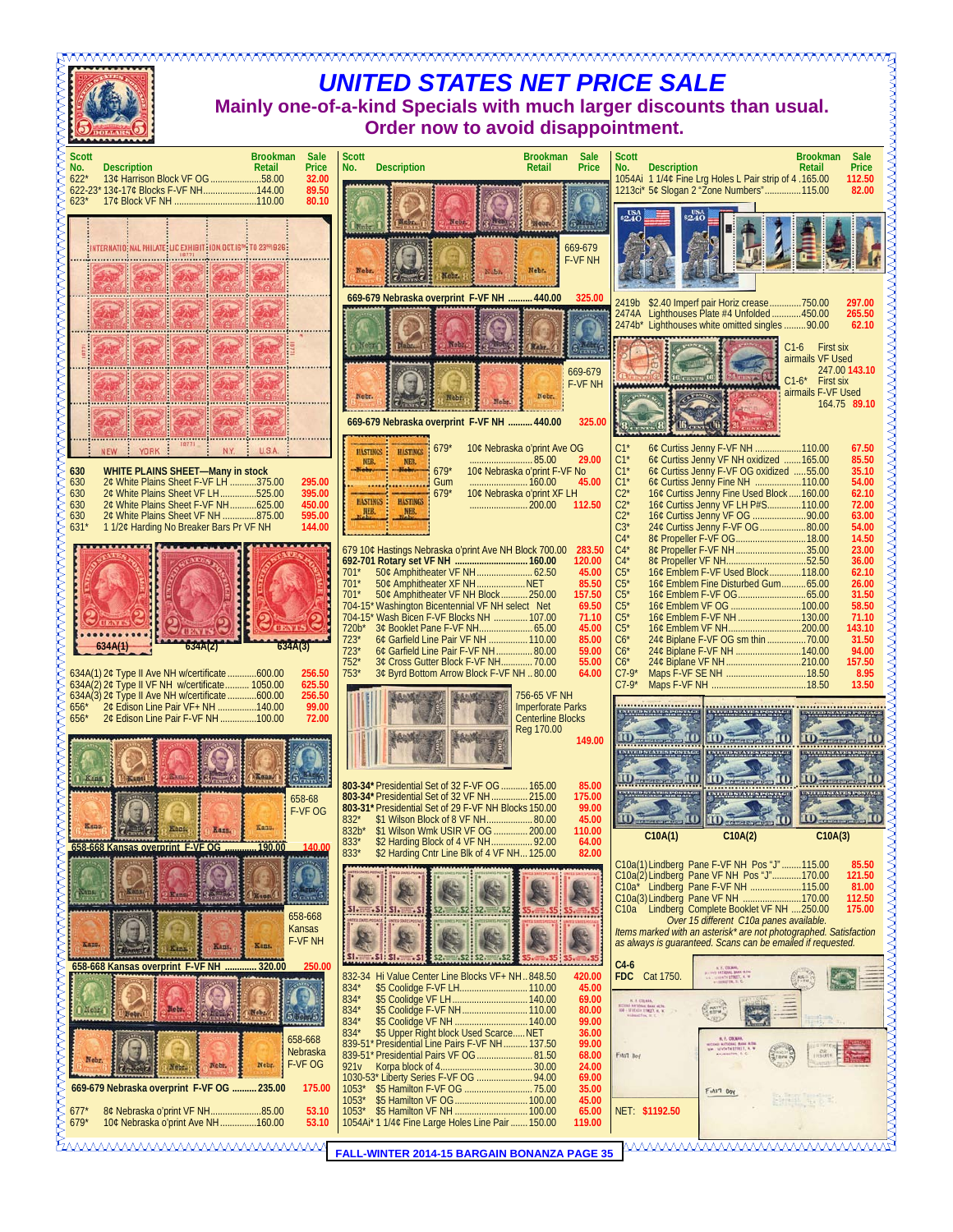# UNITED STATES NET PRICE SALE

## Mainly one-of-a-kind Specials with much larger discounts than usual.

## Order now to avoid disappointment.

| Scott No. | Description | Brookman Retail | Sale Price |
|---|---|---|---|
| 622* | 13¢ Harrison Block VF OG | 58.00 | 32.00 |
| 622-23* | 13¢-17¢ Blocks F-VF NH | 144.00 | 89.50 |
| 623* | 17¢ Block VF NH | 110.00 | 80.10 |
| 630 | **WHITE PLAINS SHEET—Many in stock** | | |
| 630 | 2¢ White Plains Sheet F-VF LH | 375.00 | 295.00 |
| 630 | 2¢ White Plains Sheet VF LH | 525.00 | 395.00 |
| 630 | 2¢ White Plains Sheet F-VF NH | 625.00 | 450.00 |
| 630 | 2¢ White Plains Sheet VF NH | 875.00 | 595.00 |
| 631* | 1 1/2¢ Harding No Breaker Bars Pr VF NH | | 144.00 |
| 634A(1) | 2¢ Type II Ave NH w/certificate | 600.00 | 256.50 |
| 634A(2) | 2¢ Type II VF NH w/certificate | 1050.00 | 625.50 |
| 634A(3) | 2¢ Type II Ave NH w/certificate | 600.00 | 256.50 |
| 656* | 2¢ Edison Line Pair VF+ NH | 140.00 | 99.00 |
| 656* | 2¢ Edison Line Pair F-VF NH | 100.00 | 72.00 |
| 658-668 | Kansas overprint F-VF OG | 190.00 | 140.00 |
| 658-668 | Kansas overprint F-VF NH | 320.00 | 250.00 |
| 669-679 | Nebraska overprint F-VF OG | 235.00 | 175.00 |
| 677* | 8¢ Nebraska o'print VF NH | 85.00 | 53.10 |
| 679* | 10¢ Nebraska o'print Ave NH | 160.00 | 53.10 |
| 669-679 | Nebraska overprint F-VF NH | 440.00 | 325.00 |
| 669-679 | Nebraska overprint F-VF NH | 440.00 | 325.00 |
| 679* | 10¢ Nebraska o'print Ave OG | 85.00 | 29.00 |
| 679* | 10¢ Nebraska o'print F-VF No Gum | 160.00 | 45.00 |
| 679* | 10¢ Nebraska o'print XF LH | 200.00 | 112.50 |
| 679 | 10¢ Hastings Nebraska o'print Ave NH Block | 700.00 | 283.50 |
| **692-701** | **Rotary set VF NH** | 160.00 | 120.00 |
| 701* | 50¢ Amphitheater VF NH | 62.50 | 45.00 |
| 701* | 50¢ Amphitheater XF NH | NET | 85.50 |
| 701* | 50¢ Amphitheater VF NH Block | 250.00 | 157.50 |
| 704-15* | Washington Bicentennial VF NH select Net | | 69.50 |
| 704-15* | Wash Bicen F-VF Blocks NH | 107.00 | 71.10 |
| 720b* | 3¢ Booklet Pane F-VF NH | 65.00 | 45.00 |
| 723* | 6¢ Garfield Line Pair VF NH | 110.00 | 85.00 |
| 723* | 6¢ Garfield Line Pair F-VF NH | 80.00 | 59.00 |
| 752* | 3¢ Cross Gutter Block F-VF NH | 70.00 | 55.00 |
| 753* | 3¢ Byrd Bottom Arrow Block F-VF NH | 80.00 | 64.00 |
| 756-65 | VF NH Imperforate Parks Centerline Blocks Reg 170.00 | | 149.00 |
| **803-34*** | Presidential Set of 32 F-VF OG | 165.00 | 85.00 |
| **803-34*** | Presidential Set of 32 VF NH | 215.00 | 175.00 |
| **803-31*** | Presidential Set of 29 F-VF NH Blocks | 150.00 | 99.00 |
| 832* | $1 Wilson Block of 8 VF NH | 80.00 | 45.00 |
| 832b* | $1 Wilson Wmk USIR VF OG | 200.00 | 110.00 |
| 833* | $2 Harding Block of 4 VF NH | 92.00 | 64.00 |
| 833* | $2 Harding Cntr Line Blk of 4 VF NH | 125.00 | 82.00 |
| 832-34 | Hi Value Center Line Blocks VF+ NH | 848.50 | 420.00 |
| 834* | $5 Coolidge F-VF LH | 110.00 | 45.00 |
| 834* | $5 Coolidge VF LH | 140.00 | 69.00 |
| 834* | $5 Coolidge F-VF NH | 110.00 | 80.00 |
| 834* | $5 Coolidge VF NH | 140.00 | 99.00 |
| 834* | $5 Upper Right block Used Scarce | NET | 36.00 |
| 839-51* | Presidential Line Pairs F-VF NH | 137.50 | 99.00 |
| 839-51* | Presidential Pairs VF OG | 81.50 | 68.00 |
| 921v | Korpa block of 4 | 30.00 | 24.00 |
| 1030-53* | Liberty Series F-VF OG | 94.00 | 69.00 |
| 1053* | $5 Hamilton F-VF OG | 75.00 | 35.00 |
| 1053* | $5 Hamilton VF OG | 100.00 | 45.00 |
| 1053* | $5 Hamilton VF NH | 100.00 | 65.00 |
| 1054Ai* | 1 1/4¢ Fine Large Holes Line Pair | 150.00 | 119.00 |
| 1054Ai | 1 1/4¢ Fine Lrg Holes L Pair strip of 4 | 165.00 | 112.50 |
| 1213ci* | 5¢ Slogan 2 "Zone Numbers" | 115.00 | 82.00 |
| 2419b | $2.40 Imperf pair Horiz crease | 750.00 | 297.00 |
| 2474A | Lighthouses Plate #4 Unfolded | 450.00 | 265.50 |
| 2474b* | Lighthouses white omitted singles | 90.00 | 62.10 |
| C1-6 | First six airmails VF Used | 247.00 | 143.10 |
| C1-6* | First six airmails F-VF Used | 164.75 | 89.10 |
| C1* | 6¢ Curtiss Jenny F-VF NH | 110.00 | 67.50 |
| C1* | 6¢ Curtiss Jenny VF NH oxidized | 165.00 | 85.50 |
| C1* | 6¢ Curtiss Jenny F-VF OG oxidized | 55.00 | 35.10 |
| C1* | 6¢ Curtiss Jenny Fine NH | 110.00 | 54.00 |
| C2* | 16¢ Curtiss Jenny Fine Used Block | 160.00 | 62.10 |
| C2* | 16¢ Curtiss Jenny VF LH P#S | 110.00 | 72.00 |
| C2* | 16¢ Curtiss Jenny VF OG | 90.00 | 63.00 |
| C3* | 24¢ Curtiss Jenny F-VF OG | 80.00 | 54.00 |
| C4* | 8¢ Propeller F-VF OG | 18.00 | 14.50 |
| C4* | 8¢ Propeller F-VF NH | 35.00 | 23.00 |
| C4* | 8¢ Propeller VF NH | 52.50 | 36.00 |
| C5* | 16¢ Emblem F-VF Used Block | 118.00 | 62.10 |
| C5* | 16¢ Emblem Fine Disturbed Gum | 65.00 | 26.00 |
| C5* | 16¢ Emblem F-VF OG | 65.00 | 31.50 |
| C5* | 16¢ Emblem VF OG | 100.00 | 58.50 |
| C5* | 16¢ Emblem F-VF NH | 130.00 | 71.10 |
| C5* | 16¢ Emblem VF NH | 200.00 | 143.10 |
| C6* | 24¢ Biplane F-VF OG sm thin | 70.00 | 31.50 |
| C6* | 24¢ Biplane F-VF NH | 140.00 | 94.00 |
| C6* | 24¢ Biplane VF NH | 210.00 | 157.50 |
| C7-9* | Maps F-VF SE NH | 18.50 | 8.95 |
| C7-9* | Maps F-VF NH | 18.50 | 13.50 |
| C10a(1) | Lindberg Pane F-VF NH Pos "J" | 115.00 | 85.50 |
| C10a(2) | Lindberg Pane VF NH Pos "J" | 170.00 | 121.50 |
| C10a* | Lindberg Pane F-VF NH | 115.00 | 81.00 |
| C10a(3) | Lindberg Pane VF NH | 170.00 | 112.50 |
| C10a | Lindberg Complete Booklet VF NH | 250.00 | 175.00 |
| C4-6 | FDC Cat 1750. | | NET: $1192.50 |

*Over 15 different C10a panes available.*

*Items marked with an asterisk* are not photographed. Satisfaction as always is guaranteed. Scans can be emailed if requested.*